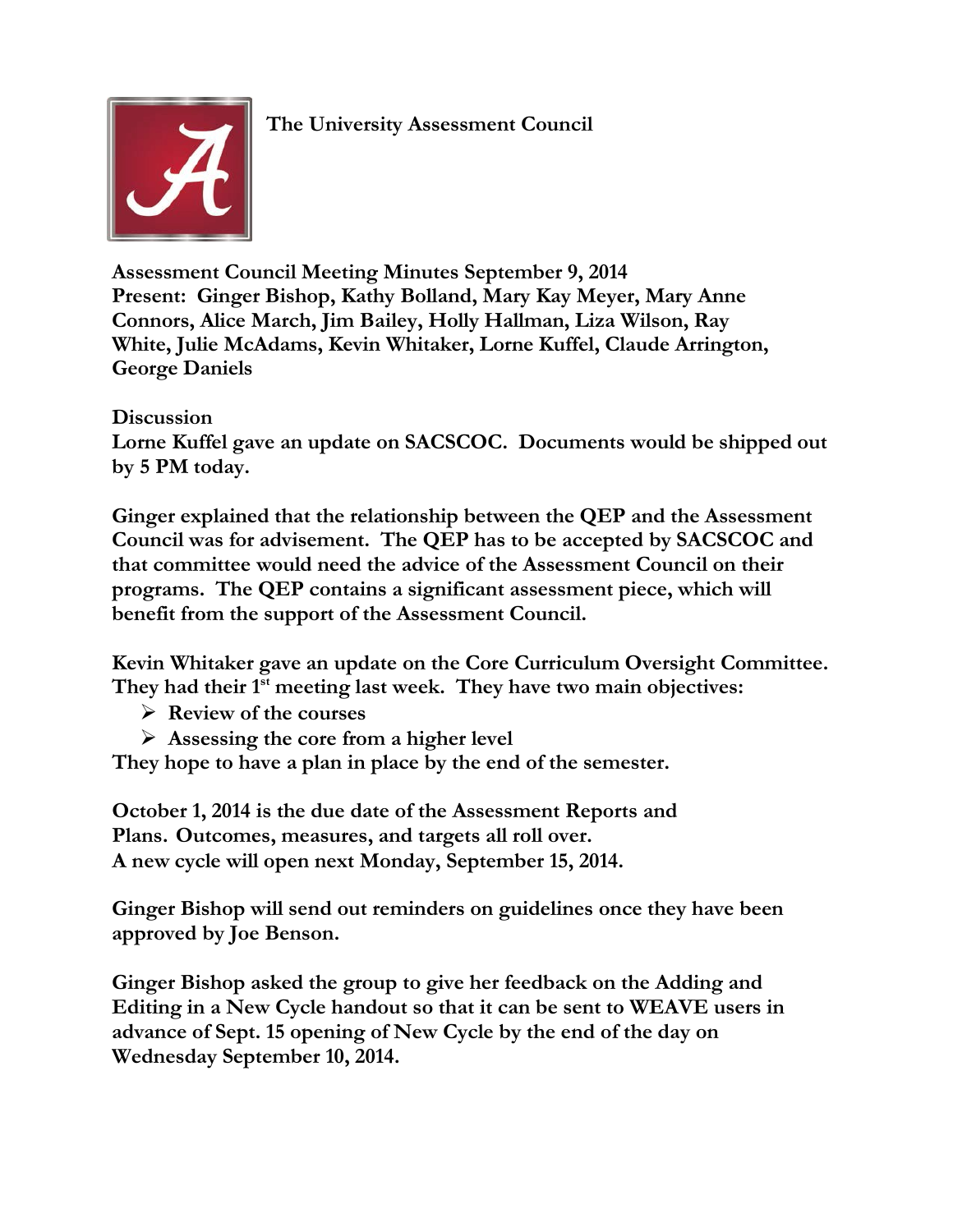**The University Assessment Council**

**Assessment Council Meeting Minutes September 9, 2014**
**Present: Ginger Bishop, Kathy Bolland, Mary Kay Meyer, Mary Anne Connors, Alice March, Jim Bailey, Holly Hallman, Liza Wilson, Ray White, Julie McAdams, Kevin Whitaker, Lorne Kuffel, Claude Arrington, George Daniels**

**Discussion**
**Lorne Kuffel gave an update on SACSCOC. Documents would be shipped out by 5 PM today.**

**Ginger explained that the relationship between the QEP and the Assessment Council was for advisement. The QEP has to be accepted by SACSCOC and that committee would need the advice of the Assessment Council on their programs. The QEP contains a significant assessment piece, which will benefit from the support of the Assessment Council.**

**Kevin Whitaker gave an update on the Core Curriculum Oversight Committee. They had their 1st meeting last week. They have two main objectives:**

- **Review of the courses**
- **Assessing the core from a higher level**

**They hope to have a plan in place by the end of the semester.**

**October 1, 2014 is the due date of the Assessment Reports and Plans. Outcomes, measures, and targets all roll over.**
**A new cycle will open next Monday, September 15, 2014.**

**Ginger Bishop will send out reminders on guidelines once they have been approved by Joe Benson.**

**Ginger Bishop asked the group to give her feedback on the Adding and Editing in a New Cycle handout so that it can be sent to WEAVE users in advance of Sept. 15 opening of New Cycle by the end of the day on Wednesday September 10, 2014.**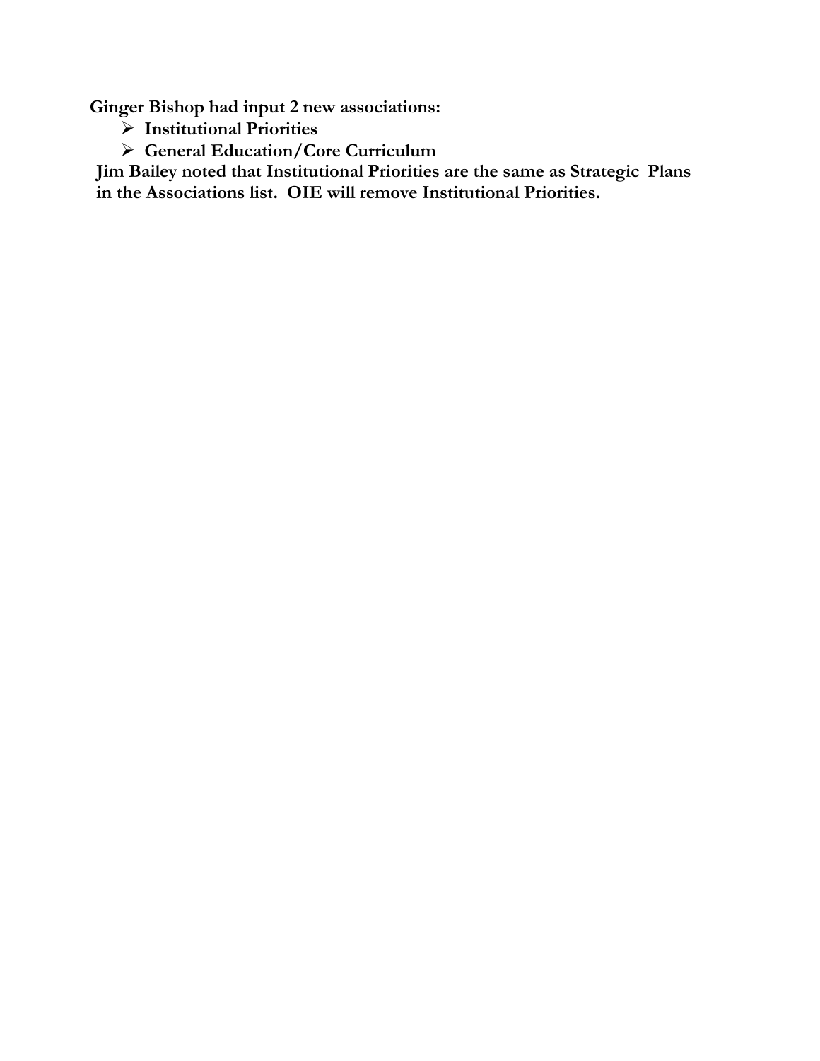**Ginger Bishop had input 2 new associations:**

- **Institutional Priorities**
- **General Education/Core Curriculum**

**Jim Bailey noted that Institutional Priorities are the same as Strategic Plans in the Associations list. OIE will remove Institutional Priorities.**